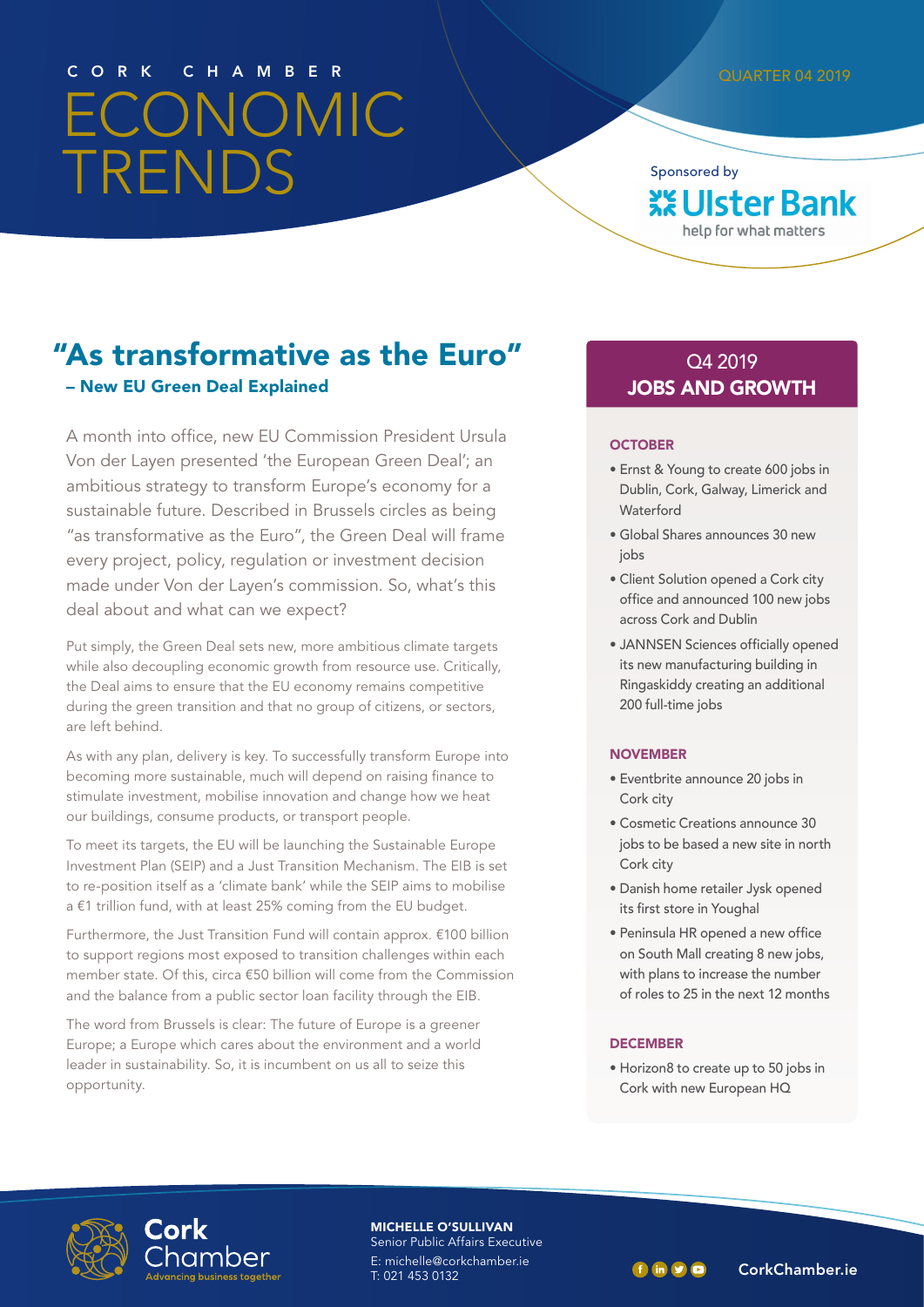# CORK CHAMBER ECONOMIC TRENDS

QUARTER 04 2019

Sponsored by Ulster Bank help for what matters

## "As transformative as the Euro"

### – New EU Green Deal Explained

A month into office, new EU Commission President Ursula Von der Layen presented 'the European Green Deal'; an ambitious strategy to transform Europe's economy for a sustainable future. Described in Brussels circles as being "as transformative as the Euro", the Green Deal will frame every project, policy, regulation or investment decision made under Von der Layen's commission. So, what's this deal about and what can we expect?

Put simply, the Green Deal sets new, more ambitious climate targets while also decoupling economic growth from resource use. Critically, the Deal aims to ensure that the EU economy remains competitive during the green transition and that no group of citizens, or sectors, are left behind.

As with any plan, delivery is key. To successfully transform Europe into becoming more sustainable, much will depend on raising finance to stimulate investment, mobilise innovation and change how we heat our buildings, consume products, or transport people.

To meet its targets, the EU will be launching the Sustainable Europe Investment Plan (SEIP) and a Just Transition Mechanism. The EIB is set to re-position itself as a 'climate bank' while the SEIP aims to mobilise a €1 trillion fund, with at least 25% coming from the EU budget.

Furthermore, the Just Transition Fund will contain approx. €100 billion to support regions most exposed to transition challenges within each member state. Of this, circa €50 billion will come from the Commission and the balance from a public sector loan facility through the EIB.

The word from Brussels is clear: The future of Europe is a greener Europe; a Europe which cares about the environment and a world leader in sustainability. So, it is incumbent on us all to seize this opportunity.

## Q4 2019 JOBS AND GROWTH

### OCTOBER

- Ernst & Young to create 600 jobs in Dublin, Cork, Galway, Limerick and Waterford
- Global Shares announces 30 new jobs
- Client Solution opened a Cork city office and announced 100 new jobs across Cork and Dublin
- JANNSEN Sciences officially opened its new manufacturing building in Ringaskiddy creating an additional 200 full-time jobs

### NOVEMBER

- Eventbrite announce 20 jobs in Cork city
- Cosmetic Creations announce 30 jobs to be based a new site in north Cork city
- Danish home retailer Jysk opened its first store in Youghal
- Peninsula HR opened a new office on South Mall creating 8 new jobs, with plans to increase the number of roles to 25 in the next 12 months

### DECEMBER

- Horizon8 to create up to 50 jobs in Cork with new European HQ

Cork Chamber
Advancing business together

**MICHELLE O'SULLIVAN**
Senior Public Affairs Executive
E: michelle@corkchamber.ie
T: 021 453 0132

CorkChamber.ie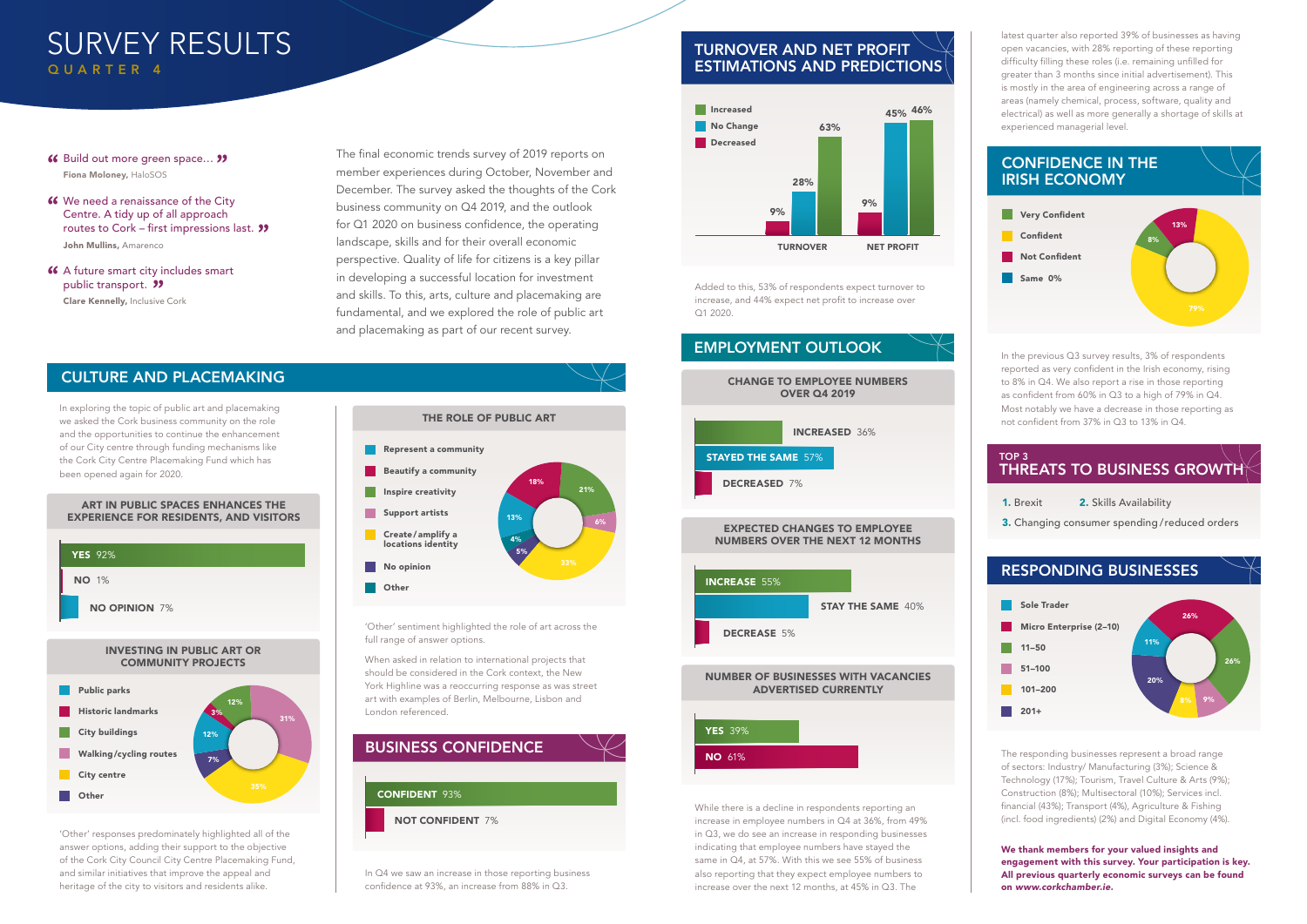# SURVEY RESULTS

QUARTER 4

> "Build out more green space..."
> **Fiona Moloney,** HaloSOS

> "We need a renaissance of the City Centre. A tidy up of all approach routes to Cork – first impressions last."
> **John Mullins,** Amarenco

> "A future smart city includes smart public transport."
> **Clare Kennelly,** Inclusive Cork

The final economic trends survey of 2019 reports on member experiences during October, November and December. The survey asked the thoughts of the Cork business community on Q4 2019, and the outlook for Q1 2020 on business confidence, the operating landscape, skills and for their overall economic perspective. Quality of life for citizens is a key pillar in developing a successful location for investment and skills. To this, arts, culture and placemaking are fundamental, and we explored the role of public art and placemaking as part of our recent survey.

## CULTURE AND PLACEMAKING

In exploring the topic of public art and placemaking we asked the Cork business community on the role and the opportunities to continue the enhancement of our City centre through funding mechanisms like the Cork City Centre Placemaking Fund which has been opened again for 2020.

### ART IN PUBLIC SPACES ENHANCES THE EXPERIENCE FOR RESIDENTS, AND VISITORS

| Response | % |
| --- | --- |
| YES | 92% |
| NO | 1% |
| NO OPINION | 7% |

### INVESTING IN PUBLIC ART OR COMMUNITY PROJECTS

| Option | % |
| --- | --- |
| Public parks | 12% |
| Historic landmarks | 3% |
| City buildings | 12% |
| Walking/cycling routes | 31% |
| City centre | 35% |
| Other | 7% |

'Other' responses predominately highlighted all of the answer options, adding their support to the objective of the Cork City Council City Centre Placemaking Fund, and similar initiatives that improve the appeal and heritage of the city to visitors and residents alike.

### THE ROLE OF PUBLIC ART

| Option | % |
| --- | --- |
| Represent a community | 13% |
| Beautify a community | 18% |
| Inspire creativity | 21% |
| Support artists | 6% |
| Create/amplify a locations identity | 33% |
| No opinion | 5% |
| Other | 4% |

'Other' sentiment highlighted the role of art across the full range of answer options.

When asked in relation to international projects that should be considered in the Cork context, the New York Highline was a reoccurring response as was street art with examples of Berlin, Melbourne, Lisbon and London referenced.

## BUSINESS CONFIDENCE

| Response | % |
| --- | --- |
| CONFIDENT | 93% |
| NOT CONFIDENT | 7% |

In Q4 we saw an increase in those reporting business confidence at 93%, an increase from 88% in Q3.

## TURNOVER AND NET PROFIT ESTIMATIONS AND PREDICTIONS

| | Decreased | No Change | Increased |
| --- | --- | --- | --- |
| TURNOVER | 9% | 28% | 63% |
| NET PROFIT | 9% | 45% | 46% |

Added to this, 53% of respondents expect turnover to increase, and 44% expect net profit to increase over Q1 2020.

## EMPLOYMENT OUTLOOK

### CHANGE TO EMPLOYEE NUMBERS OVER Q4 2019

| Response | % |
| --- | --- |
| INCREASED | 36% |
| STAYED THE SAME | 57% |
| DECREASED | 7% |

### EXPECTED CHANGES TO EMPLOYEE NUMBERS OVER THE NEXT 12 MONTHS

| Response | % |
| --- | --- |
| INCREASE | 55% |
| STAY THE SAME | 40% |
| DECREASE | 5% |

### NUMBER OF BUSINESSES WITH VACANCIES ADVERTISED CURRENTLY

| Response | % |
| --- | --- |
| YES | 39% |
| NO | 61% |

While there is a decline in respondents reporting an increase in employee numbers in Q4 at 36%, from 49% in Q3, we do see an increase in responding businesses indicating that employee numbers have stayed the same in Q4, at 57%. With this we see 55% of business also reporting that they expect employee numbers to increase over the next 12 months, at 45% in Q3. The latest quarter also reported 39% of businesses as having open vacancies, with 28% reporting of these reporting difficulty filling these roles (i.e. remaining unfilled for greater than 3 months since initial advertisement). This is mostly in the area of engineering across a range of areas (namely chemical, process, software, quality and electrical) as well as more generally a shortage of skills at experienced managerial level.

## CONFIDENCE IN THE IRISH ECONOMY

| Response | % |
| --- | --- |
| Very Confident | 8% |
| Confident | 79% |
| Not Confident | 13% |
| Same | 0% |

In the previous Q3 survey results, 3% of respondents reported as very confident in the Irish economy, rising to 8% in Q4. We also report a rise in those reporting as confident from 60% in Q3 to a high of 79% in Q4. Most notably we have a decrease in those reporting as not confident from 37% in Q3 to 13% in Q4.

## TOP 3 THREATS TO BUSINESS GROWTH

1. Brexit
2. Skills Availability
3. Changing consumer spending/reduced orders

## RESPONDING BUSINESSES

| Size | % |
| --- | --- |
| Sole Trader | 11% |
| Micro Enterprise (2–10) | 26% |
| 11–50 | 26% |
| 51–100 | 9% |
| 101–200 | 8% |
| 201+ | 20% |

The responding businesses represent a broad range of sectors: Industry/ Manufacturing (3%); Science & Technology (17%); Tourism, Travel Culture & Arts (9%); Construction (8%); Multisectoral (10%); Services incl. financial (43%); Transport (4%), Agriculture & Fishing (incl. food ingredients) (2%) and Digital Economy (4%).

**We thank members for your valued insights and engagement with this survey. Your participation is key. All previous quarterly economic surveys can be found on *www.corkchamber.ie*.**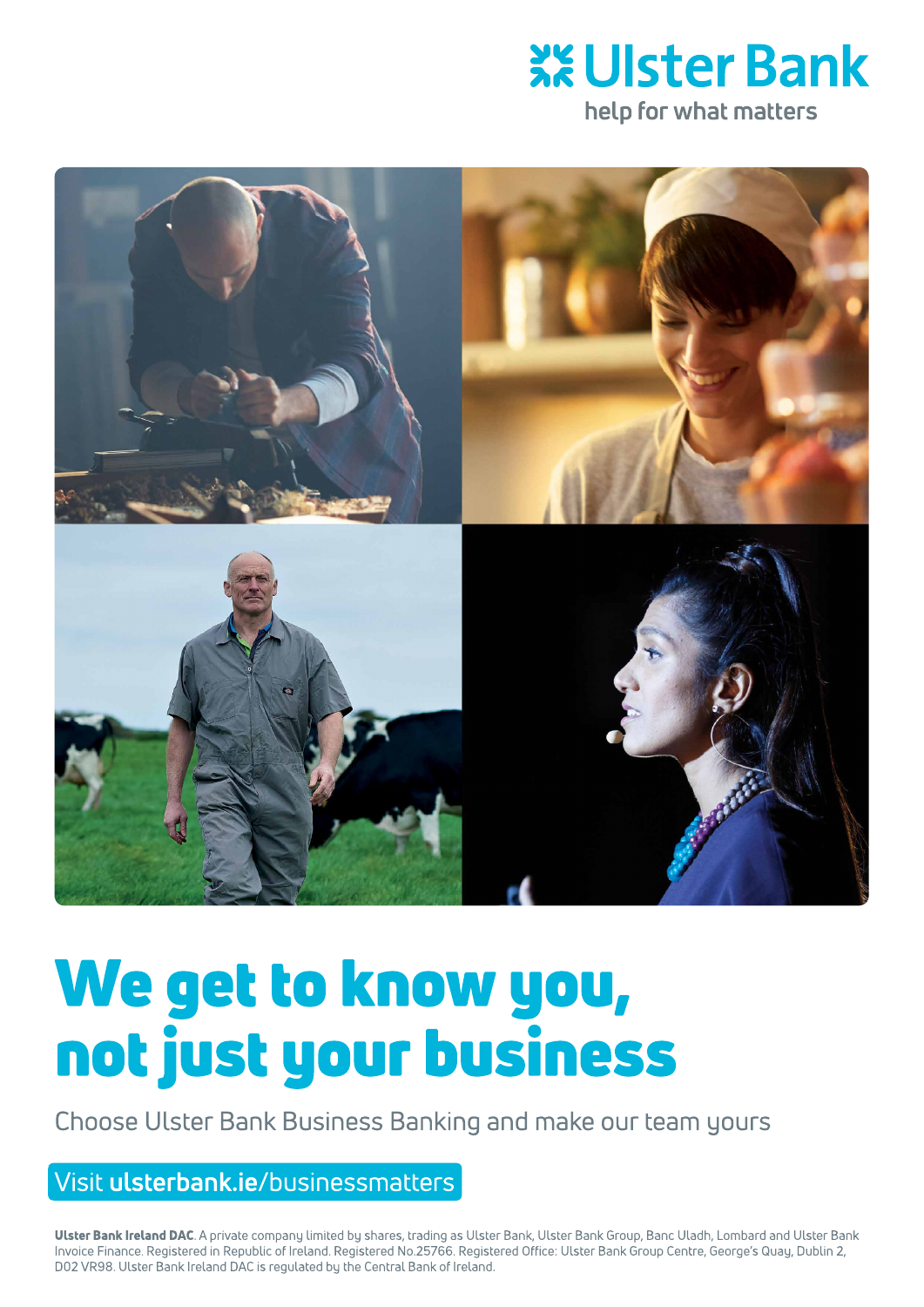Ulster Bank

help for what matters

# We get to know you, not just your business

Choose Ulster Bank Business Banking and make our team yours

Visit **ulsterbank.ie**/businessmatters

**Ulster Bank Ireland DAC**. A private company limited by shares, trading as Ulster Bank, Ulster Bank Group, Banc Uladh, Lombard and Ulster Bank Invoice Finance. Registered in Republic of Ireland. Registered No.25766. Registered Office: Ulster Bank Group Centre, George's Quay, Dublin 2, D02 VR98. Ulster Bank Ireland DAC is regulated by the Central Bank of Ireland.